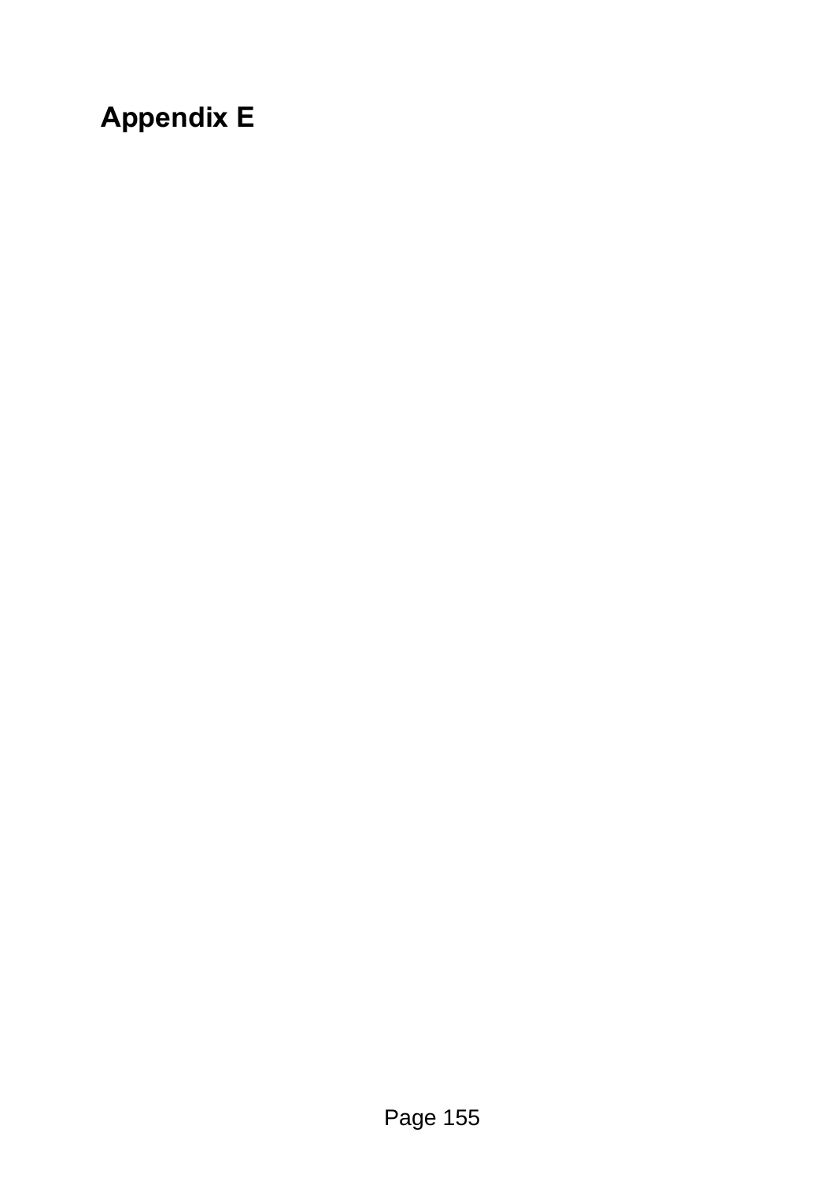# Appendix E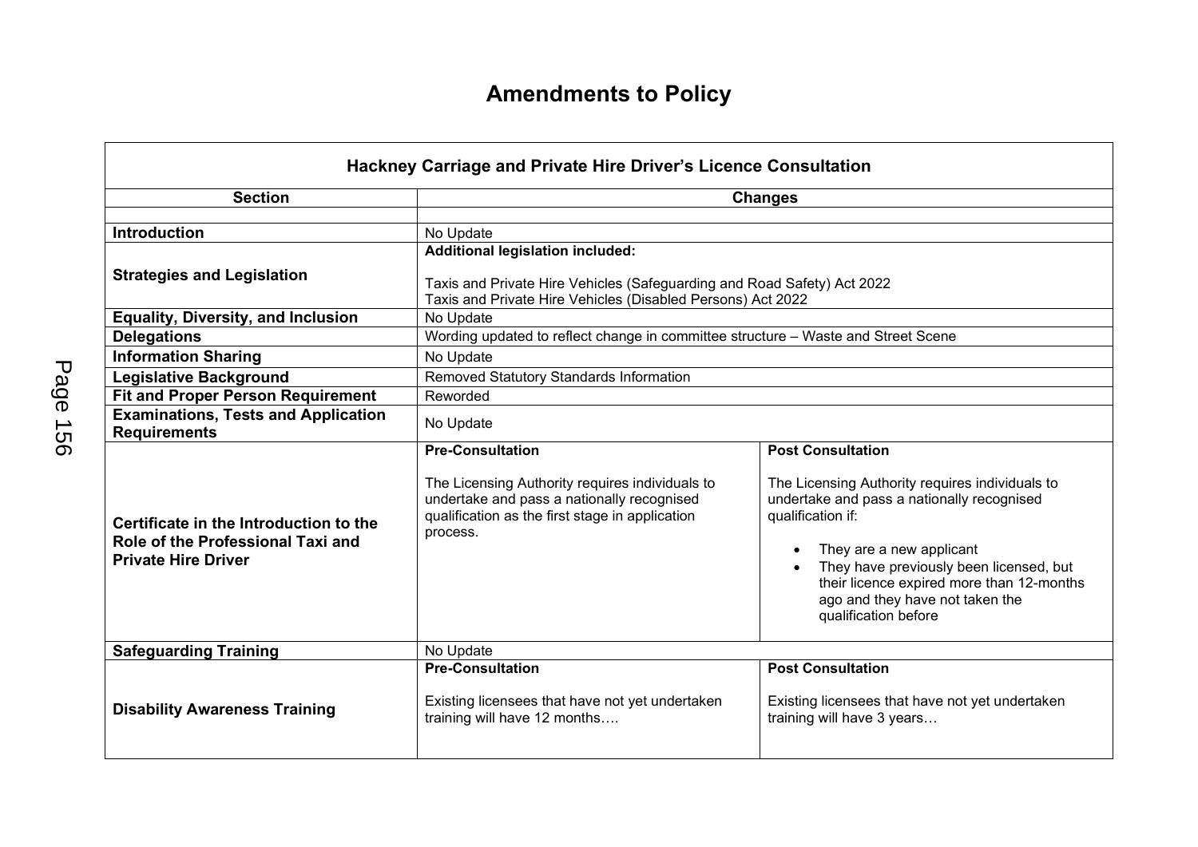# Amendments to Policy

| Hackney Carriage and Private Hire Driver's Licence Consultation | | |
|---|---|---|
| **Section** | **Changes** | |
| | | |
| **Introduction** | No Update | |
| **Strategies and Legislation** | **Additional legislation included:**<br><br>Taxis and Private Hire Vehicles (Safeguarding and Road Safety) Act 2022<br>Taxis and Private Hire Vehicles (Disabled Persons) Act 2022 | |
| **Equality, Diversity, and Inclusion** | No Update | |
| **Delegations** | Wording updated to reflect change in committee structure – Waste and Street Scene | |
| **Information Sharing** | No Update | |
| **Legislative Background** | Removed Statutory Standards Information | |
| **Fit and Proper Person Requirement** | Reworded | |
| **Examinations, Tests and Application Requirements** | No Update | |
| **Certificate in the Introduction to the Role of the Professional Taxi and Private Hire Driver** | **Pre-Consultation**<br><br>The Licensing Authority requires individuals to undertake and pass a nationally recognised qualification as the first stage in application process. | **Post Consultation**<br><br>The Licensing Authority requires individuals to undertake and pass a nationally recognised qualification if:<br><br>• They are a new applicant<br>• They have previously been licensed, but their licence expired more than 12-months ago and they have not taken the qualification before |
| **Safeguarding Training** | No Update | |
| **Disability Awareness Training** | **Pre-Consultation**<br><br>Existing licensees that have not yet undertaken training will have 12 months…. | **Post Consultation**<br><br>Existing licensees that have not yet undertaken training will have 3 years… |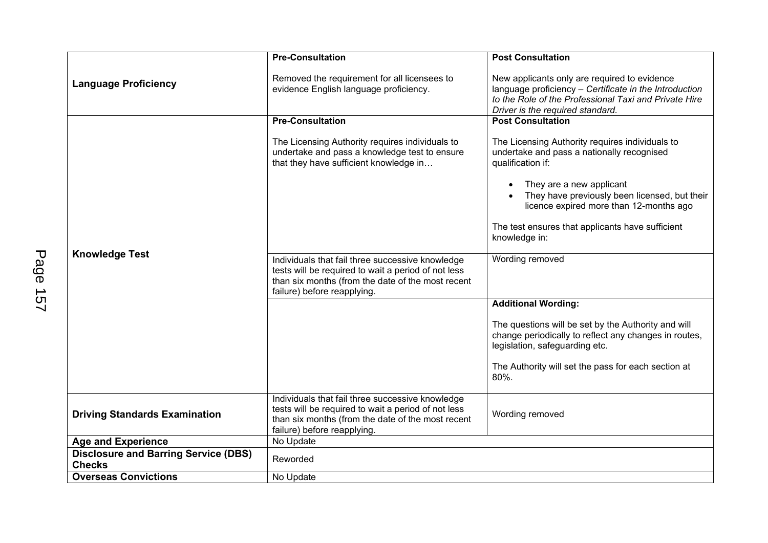| | | |
|---|---|---|
| **Language Proficiency** | **Pre-Consultation**<br><br>Removed the requirement for all licensees to evidence English language proficiency. | **Post Consultation**<br><br>New applicants only are required to evidence language proficiency – *Certificate in the Introduction to the Role of the Professional Taxi and Private Hire Driver is the required standard.* |
| **Knowledge Test** | **Pre-Consultation**<br><br>The Licensing Authority requires individuals to undertake and pass a knowledge test to ensure that they have sufficient knowledge in… | **Post Consultation**<br><br>The Licensing Authority requires individuals to undertake and pass a nationally recognised qualification if:<br><br>• They are a new applicant<br>• They have previously been licensed, but their licence expired more than 12-months ago<br><br>The test ensures that applicants have sufficient knowledge in: |
| | Individuals that fail three successive knowledge tests will be required to wait a period of not less than six months (from the date of the most recent failure) before reapplying. | Wording removed |
| | | **Additional Wording:**<br><br>The questions will be set by the Authority and will change periodically to reflect any changes in routes, legislation, safeguarding etc.<br><br>The Authority will set the pass for each section at 80%. |
| **Driving Standards Examination** | Individuals that fail three successive knowledge tests will be required to wait a period of not less than six months (from the date of the most recent failure) before reapplying. | Wording removed |
| **Age and Experience** | No Update | |
| **Disclosure and Barring Service (DBS) Checks** | Reworded | |
| **Overseas Convictions** | No Update | |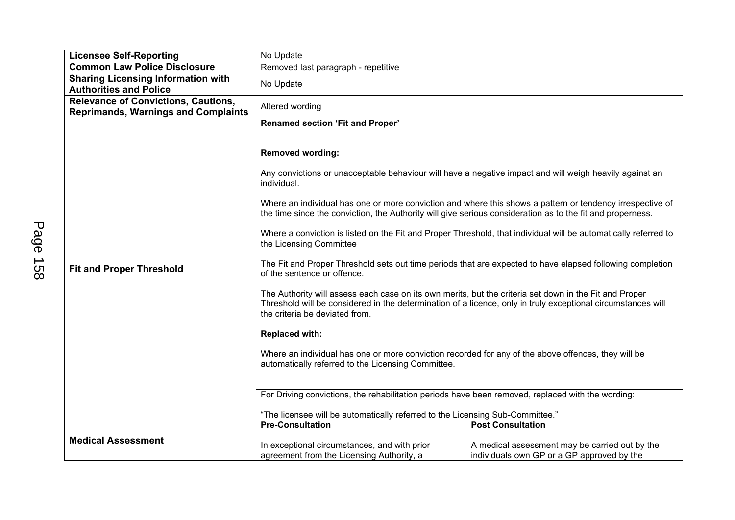| | | |
|---|---|---|
| **Licensee Self-Reporting** | No Update | |
| **Common Law Police Disclosure** | Removed last paragraph - repetitive | |
| **Sharing Licensing Information with Authorities and Police** | No Update | |
| **Relevance of Convictions, Cautions, Reprimands, Warnings and Complaints** | Altered wording | |
| **Fit and Proper Threshold** | **Renamed section 'Fit and Proper'**<br><br>**Removed wording:**<br><br>Any convictions or unacceptable behaviour will have a negative impact and will weigh heavily against an individual.<br><br>Where an individual has one or more conviction and where this shows a pattern or tendency irrespective of the time since the conviction, the Authority will give serious consideration as to the fit and properness.<br><br>Where a conviction is listed on the Fit and Proper Threshold, that individual will be automatically referred to the Licensing Committee<br><br>The Fit and Proper Threshold sets out time periods that are expected to have elapsed following completion of the sentence or offence.<br><br>The Authority will assess each case on its own merits, but the criteria set down in the Fit and Proper Threshold will be considered in the determination of a licence, only in truly exceptional circumstances will the criteria be deviated from.<br><br>**Replaced with:**<br><br>Where an individual has one or more conviction recorded for any of the above offences, they will be automatically referred to the Licensing Committee. | |
| | For Driving convictions, the rehabilitation periods have been removed, replaced with the wording:<br><br>"The licensee will be automatically referred to the Licensing Sub-Committee." | |
| **Medical Assessment** | **Pre-Consultation**<br><br>In exceptional circumstances, and with prior agreement from the Licensing Authority, a | **Post Consultation**<br><br>A medical assessment may be carried out by the individuals own GP or a GP approved by the |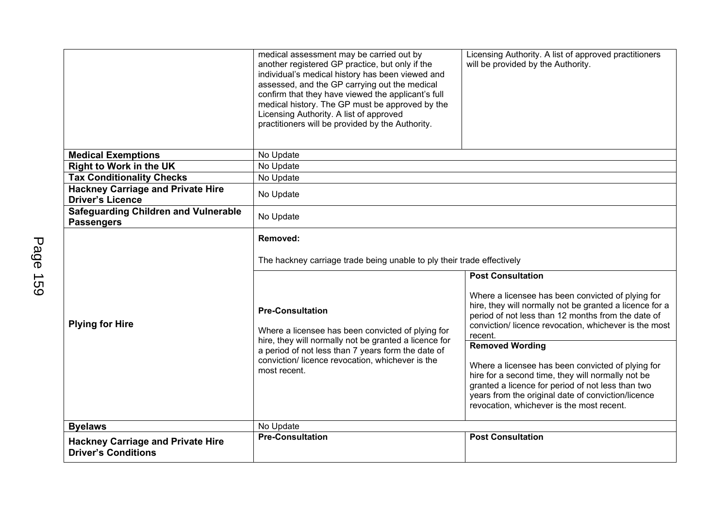| | | |
|---|---|---|
| | medical assessment may be carried out by another registered GP practice, but only if the individual's medical history has been viewed and assessed, and the GP carrying out the medical confirm that they have viewed the applicant's full medical history. The GP must be approved by the Licensing Authority. A list of approved practitioners will be provided by the Authority. | Licensing Authority. A list of approved practitioners will be provided by the Authority. |
| **Medical Exemptions** | No Update | |
| **Right to Work in the UK** | No Update | |
| **Tax Conditionality Checks** | No Update | |
| **Hackney Carriage and Private Hire Driver's Licence** | No Update | |
| **Safeguarding Children and Vulnerable Passengers** | No Update | |
| **Plying for Hire** | **Removed:**<br><br>The hackney carriage trade being unable to ply their trade effectively | |
| | **Pre-Consultation**<br><br>Where a licensee has been convicted of plying for hire, they will normally not be granted a licence for a period of not less than 7 years form the date of conviction/ licence revocation, whichever is the most recent. | **Post Consultation**<br><br>Where a licensee has been convicted of plying for hire, they will normally not be granted a licence for a period of not less than 12 months from the date of conviction/ licence revocation, whichever is the most recent.<br><br>**Removed Wording**<br><br>Where a licensee has been convicted of plying for hire for a second time, they will normally not be granted a licence for period of not less than two years from the original date of conviction/licence revocation, whichever is the most recent. |
| **Byelaws** | No Update | |
| **Hackney Carriage and Private Hire Driver's Conditions** | **Pre-Consultation** | **Post Consultation** |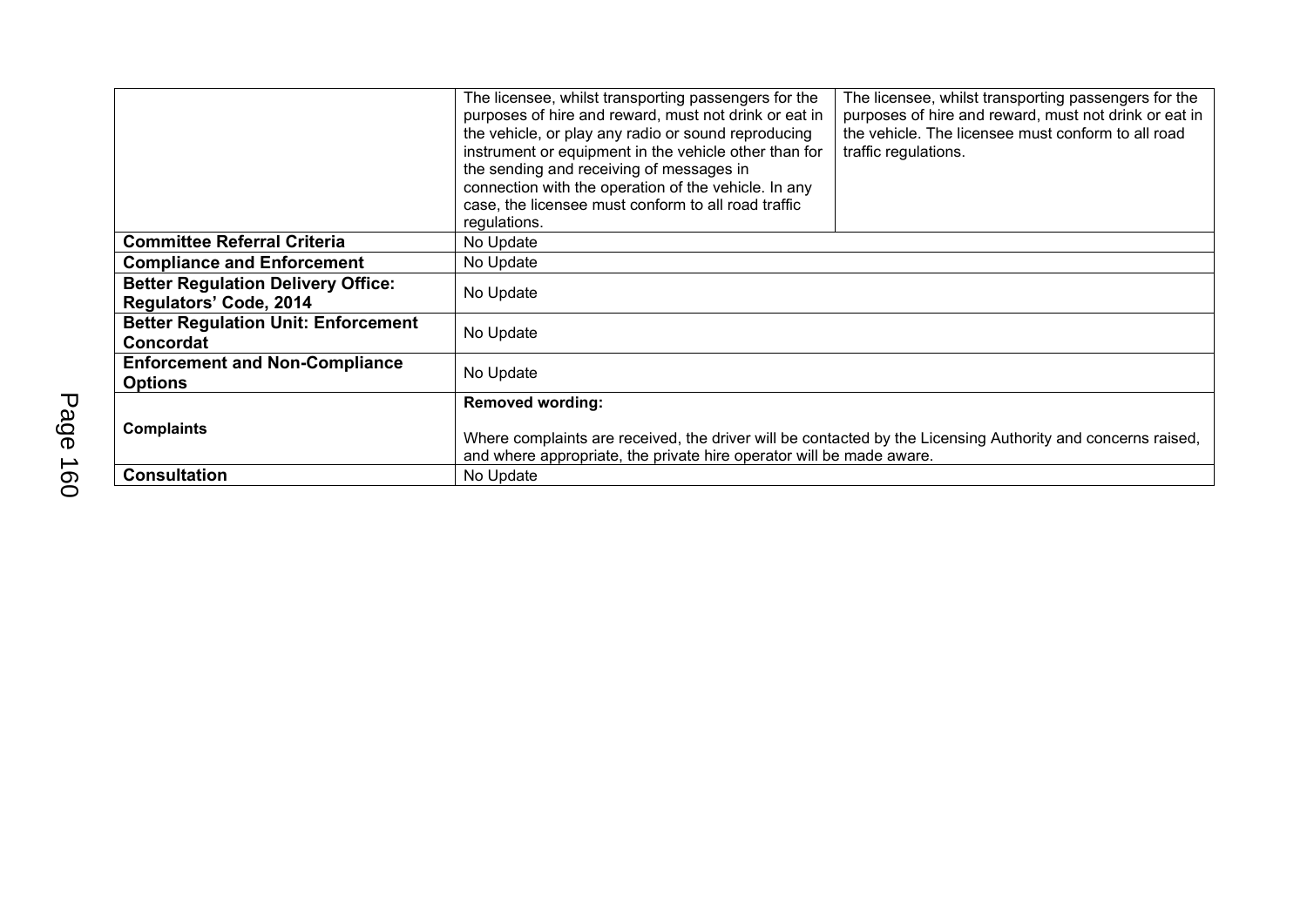| | | |
|---|---|---|
| | The licensee, whilst transporting passengers for the purposes of hire and reward, must not drink or eat in the vehicle, or play any radio or sound reproducing instrument or equipment in the vehicle other than for the sending and receiving of messages in connection with the operation of the vehicle. In any case, the licensee must conform to all road traffic regulations. | The licensee, whilst transporting passengers for the purposes of hire and reward, must not drink or eat in the vehicle. The licensee must conform to all road traffic regulations. |
| **Committee Referral Criteria** | No Update | |
| **Compliance and Enforcement** | No Update | |
| **Better Regulation Delivery Office: Regulators' Code, 2014** | No Update | |
| **Better Regulation Unit: Enforcement Concordat** | No Update | |
| **Enforcement and Non-Compliance Options** | No Update | |
| **Complaints** | **Removed wording:** Where complaints are received, the driver will be contacted by the Licensing Authority and concerns raised, and where appropriate, the private hire operator will be made aware. | |
| **Consultation** | No Update | |